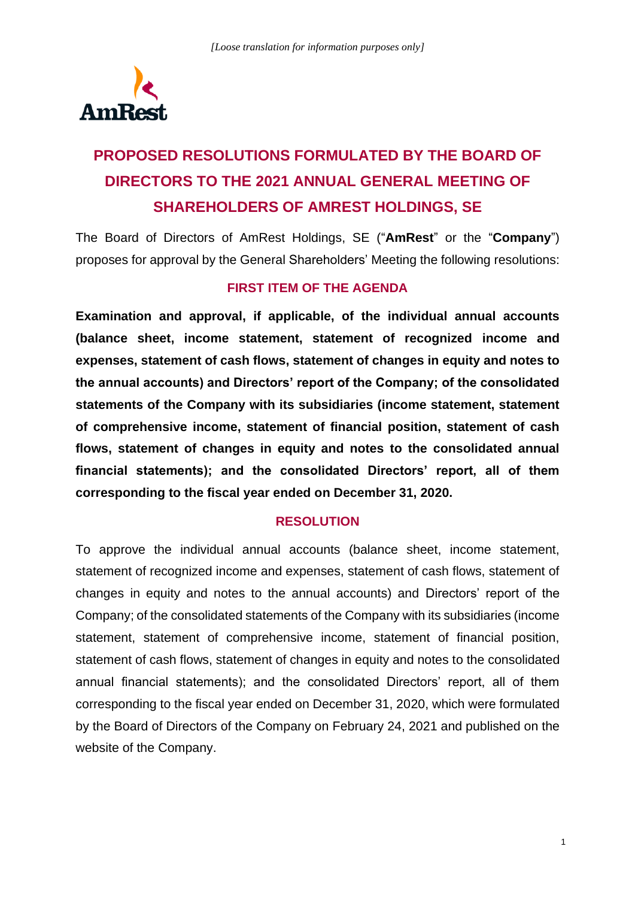*[Loose translation for information purposes only]*

# PROPOSED RESOLUTIONS FORMULATED BY THE BOARD OF DIRECTORS TO THE 2021 ANNUAL GENERAL MEETING OF SHAREHOLDERS OF AMREST HOLDINGS, SE

The Board of Directors of AmRest Holdings, SE ("**AmRest**" or the "**Company**") proposes for approval by the General Shareholders' Meeting the following resolutions:

## FIRST ITEM OF THE AGENDA

**Examination and approval, if applicable, of the individual annual accounts (balance sheet, income statement, statement of recognized income and expenses, statement of cash flows, statement of changes in equity and notes to the annual accounts) and Directors' report of the Company; of the consolidated statements of the Company with its subsidiaries (income statement, statement of comprehensive income, statement of financial position, statement of cash flows, statement of changes in equity and notes to the consolidated annual financial statements); and the consolidated Directors' report, all of them corresponding to the fiscal year ended on December 31, 2020.**

## RESOLUTION

To approve the individual annual accounts (balance sheet, income statement, statement of recognized income and expenses, statement of cash flows, statement of changes in equity and notes to the annual accounts) and Directors' report of the Company; of the consolidated statements of the Company with its subsidiaries (income statement, statement of comprehensive income, statement of financial position, statement of cash flows, statement of changes in equity and notes to the consolidated annual financial statements); and the consolidated Directors' report, all of them corresponding to the fiscal year ended on December 31, 2020, which were formulated by the Board of Directors of the Company on February 24, 2021 and published on the website of the Company.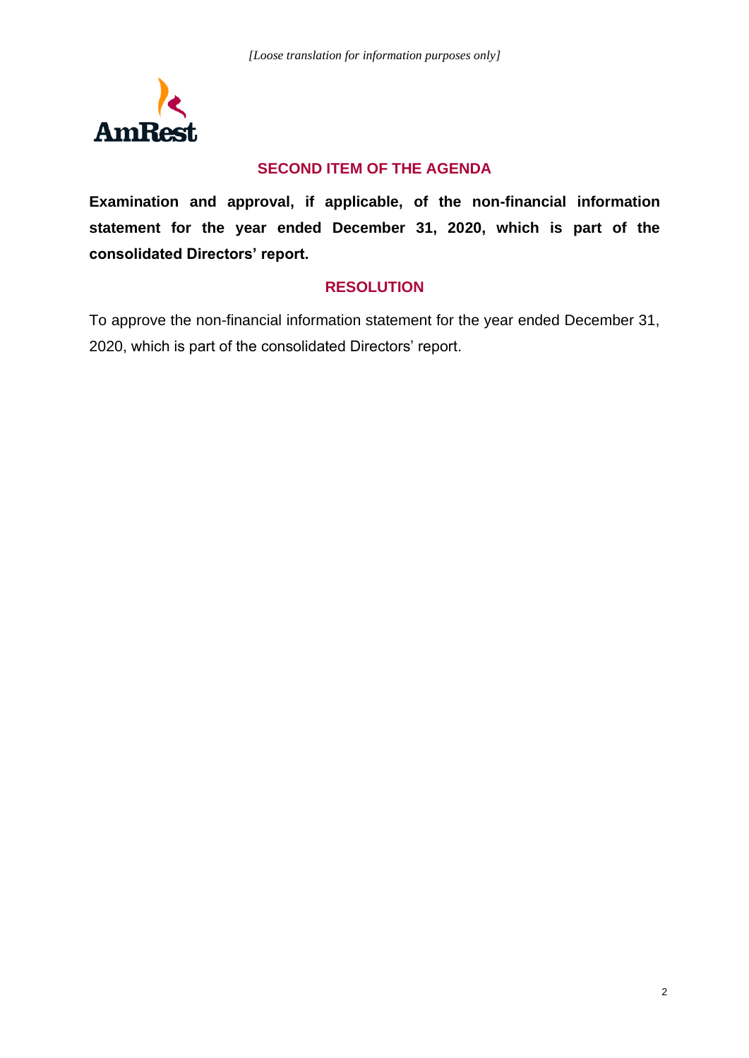*[Loose translation for information purposes only]*

## SECOND ITEM OF THE AGENDA

**Examination and approval, if applicable, of the non-financial information statement for the year ended December 31, 2020, which is part of the consolidated Directors' report.**

## RESOLUTION

To approve the non-financial information statement for the year ended December 31, 2020, which is part of the consolidated Directors' report.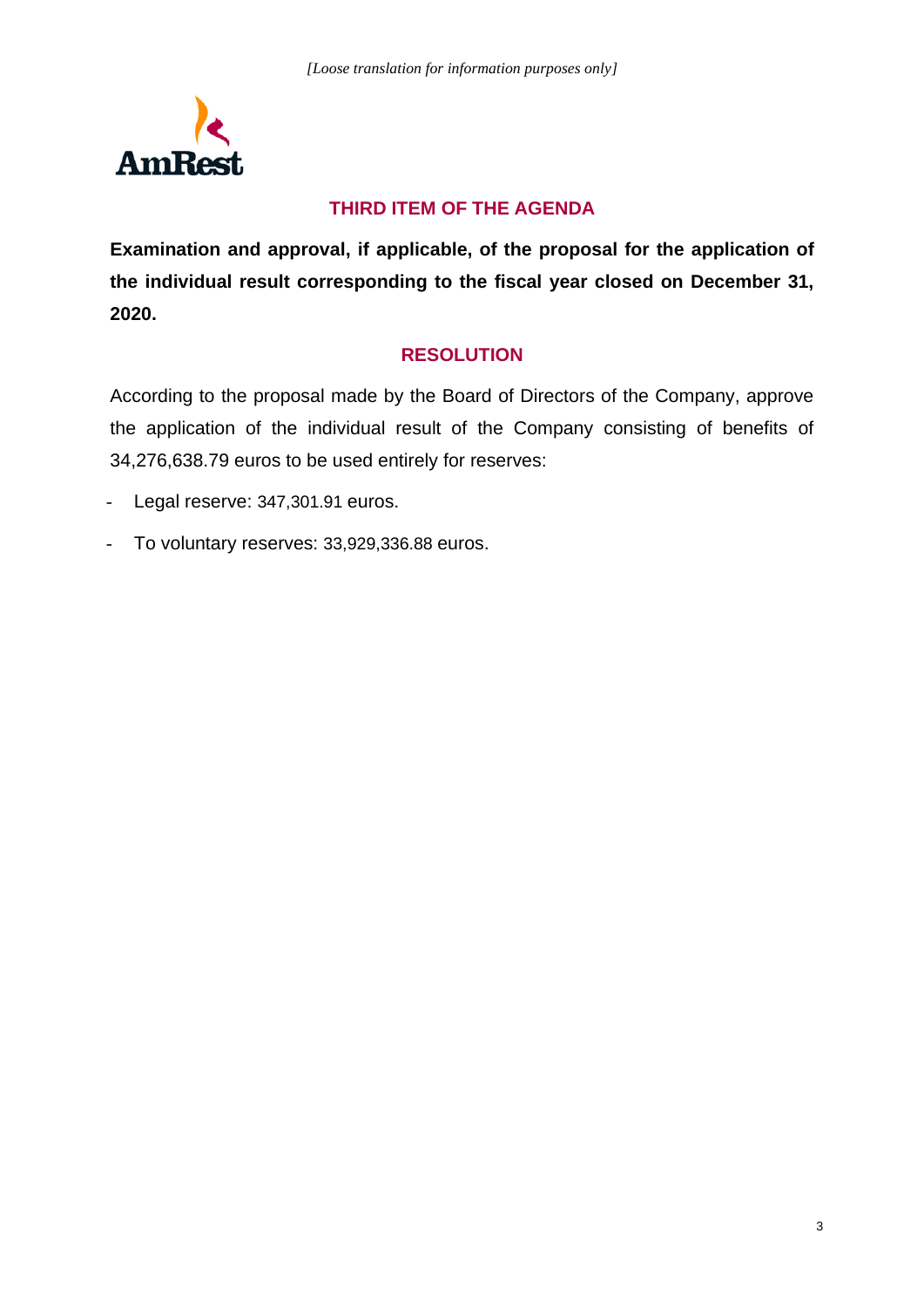*[Loose translation for information purposes only]*

## THIRD ITEM OF THE AGENDA

**Examination and approval, if applicable, of the proposal for the application of the individual result corresponding to the fiscal year closed on December 31, 2020.**

## RESOLUTION

According to the proposal made by the Board of Directors of the Company, approve the application of the individual result of the Company consisting of benefits of 34,276,638.79 euros to be used entirely for reserves:

- Legal reserve: 347,301.91 euros.
- To voluntary reserves: 33,929,336.88 euros.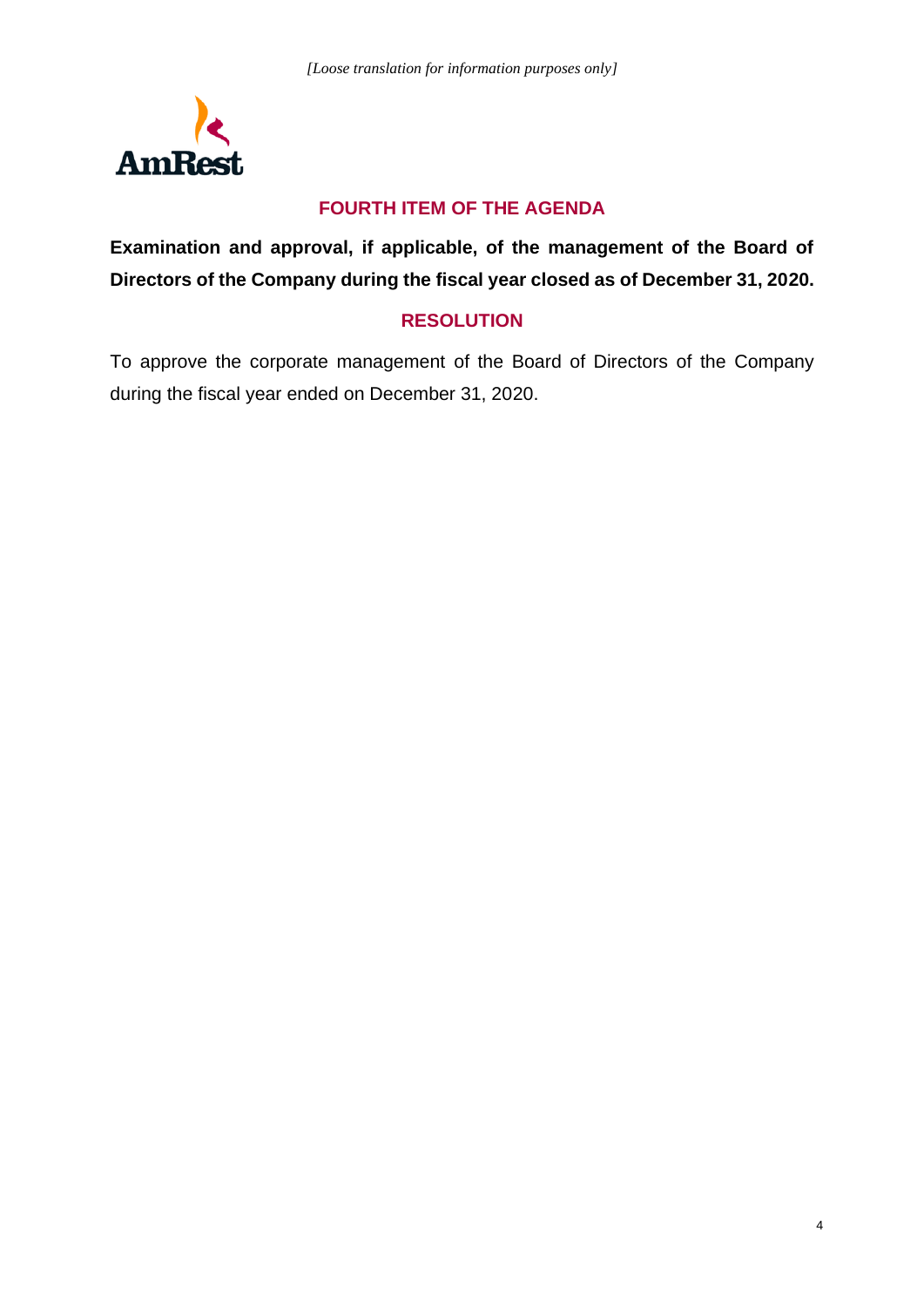*[Loose translation for information purposes only]*

AmRest

## FOURTH ITEM OF THE AGENDA

**Examination and approval, if applicable, of the management of the Board of Directors of the Company during the fiscal year closed as of December 31, 2020.**

## RESOLUTION

To approve the corporate management of the Board of Directors of the Company during the fiscal year ended on December 31, 2020.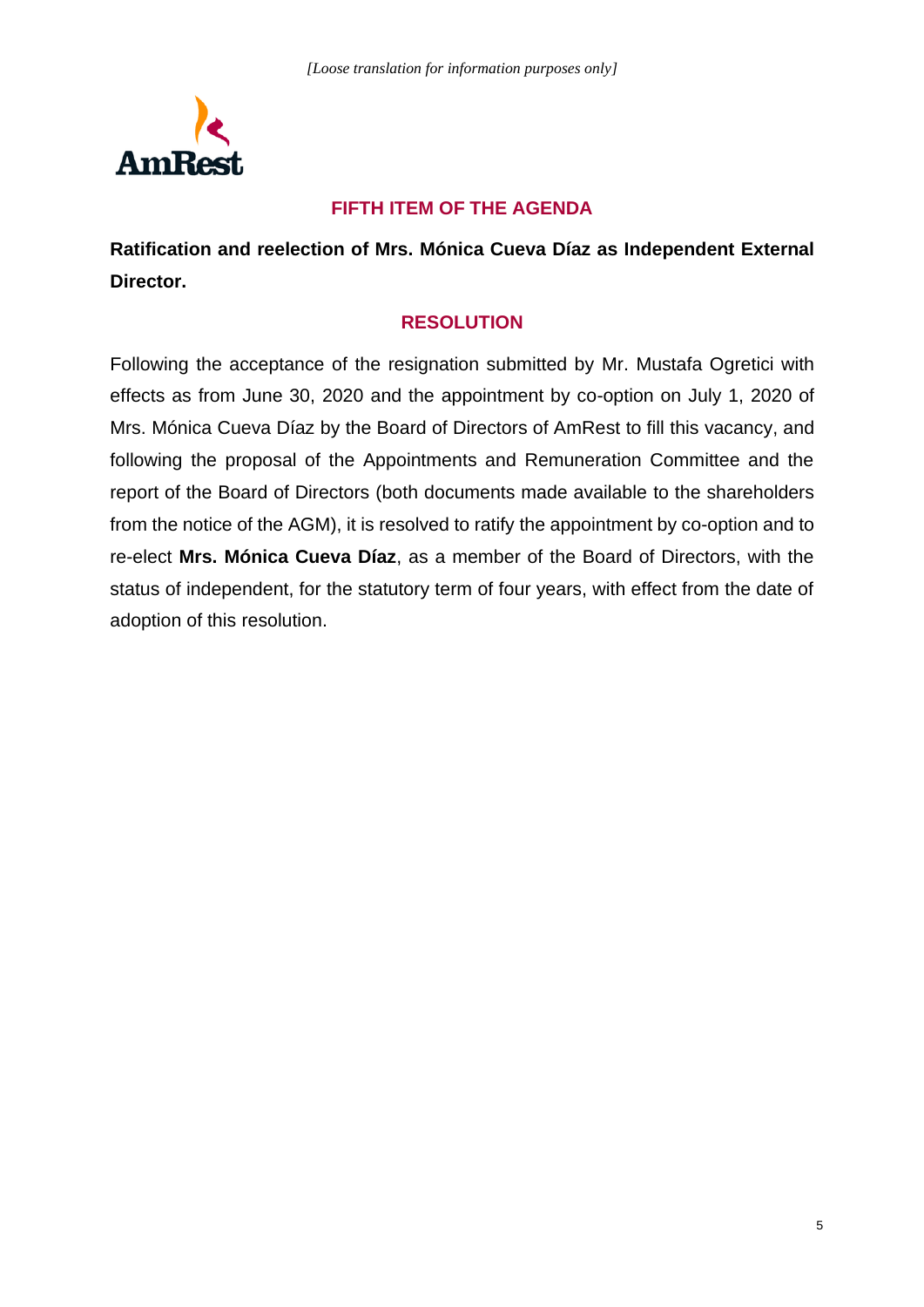*[Loose translation for information purposes only]*

## FIFTH ITEM OF THE AGENDA

**Ratification and reelection of Mrs. Mónica Cueva Díaz as Independent External Director.**

## RESOLUTION

Following the acceptance of the resignation submitted by Mr. Mustafa Ogretici with effects as from June 30, 2020 and the appointment by co-option on July 1, 2020 of Mrs. Mónica Cueva Díaz by the Board of Directors of AmRest to fill this vacancy, and following the proposal of the Appointments and Remuneration Committee and the report of the Board of Directors (both documents made available to the shareholders from the notice of the AGM), it is resolved to ratify the appointment by co-option and to re-elect **Mrs. Mónica Cueva Díaz**, as a member of the Board of Directors, with the status of independent, for the statutory term of four years, with effect from the date of adoption of this resolution.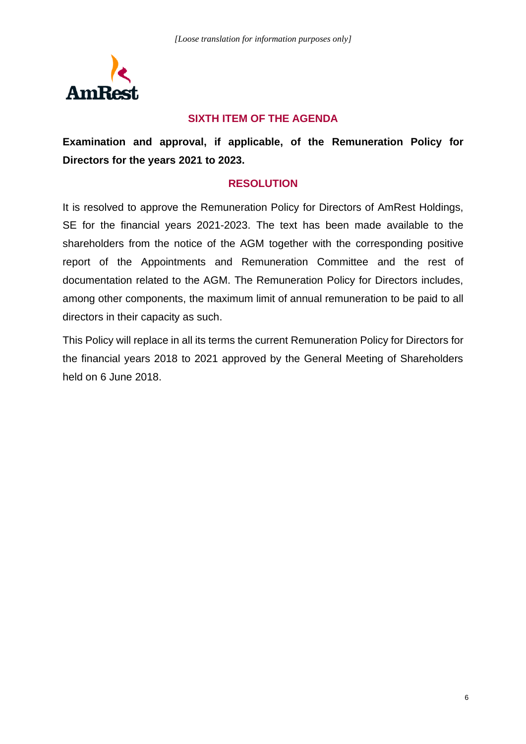*[Loose translation for information purposes only]*

## SIXTH ITEM OF THE AGENDA

**Examination and approval, if applicable, of the Remuneration Policy for Directors for the years 2021 to 2023.**

## RESOLUTION

It is resolved to approve the Remuneration Policy for Directors of AmRest Holdings, SE for the financial years 2021-2023. The text has been made available to the shareholders from the notice of the AGM together with the corresponding positive report of the Appointments and Remuneration Committee and the rest of documentation related to the AGM. The Remuneration Policy for Directors includes, among other components, the maximum limit of annual remuneration to be paid to all directors in their capacity as such.

This Policy will replace in all its terms the current Remuneration Policy for Directors for the financial years 2018 to 2021 approved by the General Meeting of Shareholders held on 6 June 2018.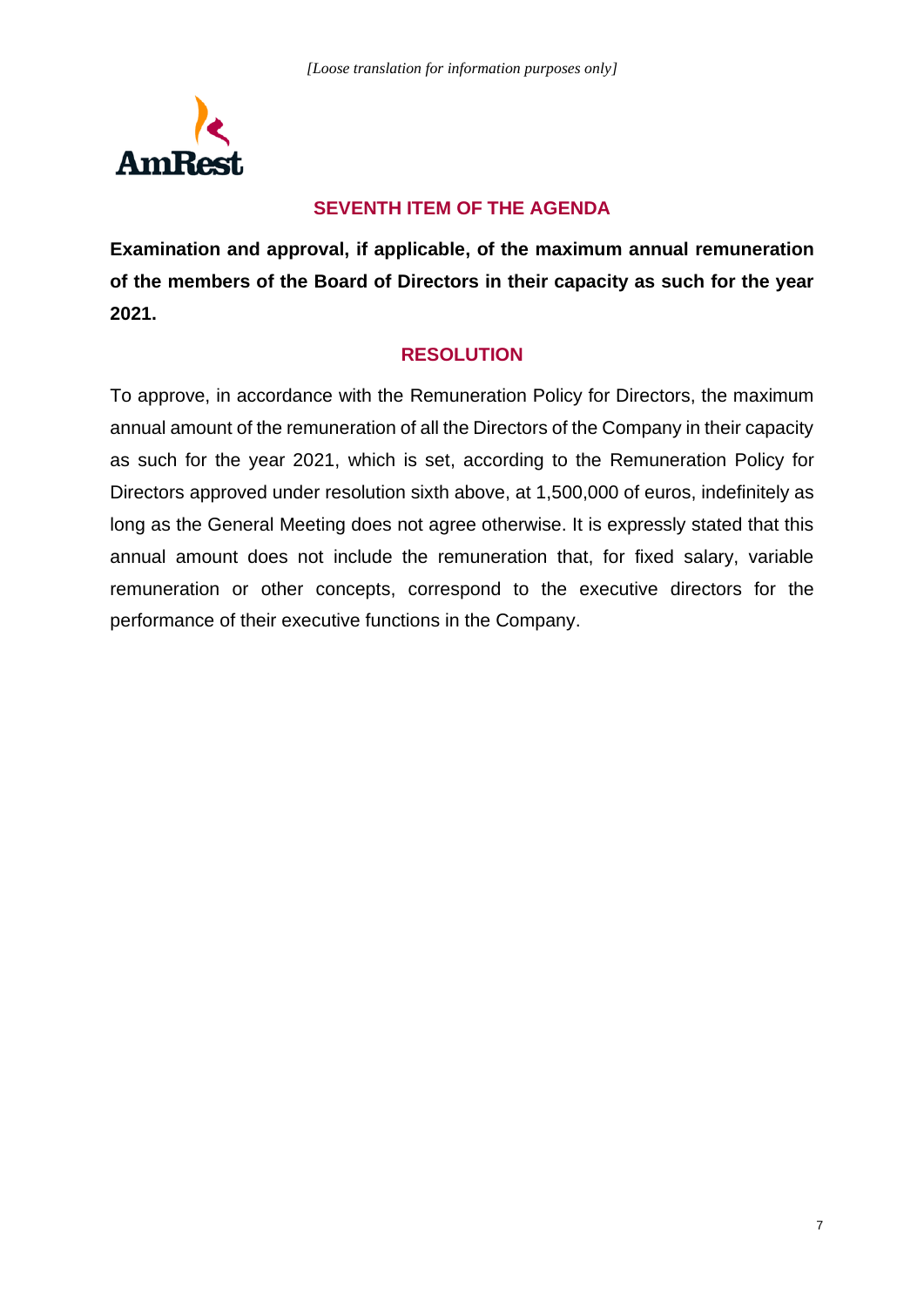*[Loose translation for information purposes only]*

## SEVENTH ITEM OF THE AGENDA

**Examination and approval, if applicable, of the maximum annual remuneration of the members of the Board of Directors in their capacity as such for the year 2021.**

## RESOLUTION

To approve, in accordance with the Remuneration Policy for Directors, the maximum annual amount of the remuneration of all the Directors of the Company in their capacity as such for the year 2021, which is set, according to the Remuneration Policy for Directors approved under resolution sixth above, at 1,500,000 of euros, indefinitely as long as the General Meeting does not agree otherwise. It is expressly stated that this annual amount does not include the remuneration that, for fixed salary, variable remuneration or other concepts, correspond to the executive directors for the performance of their executive functions in the Company.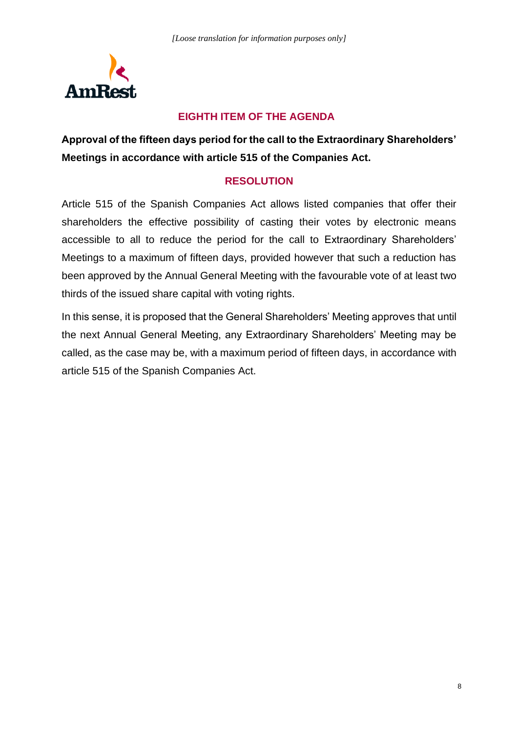*[Loose translation for information purposes only]*

## EIGHTH ITEM OF THE AGENDA

**Approval of the fifteen days period for the call to the Extraordinary Shareholders' Meetings in accordance with article 515 of the Companies Act.**

## RESOLUTION

Article 515 of the Spanish Companies Act allows listed companies that offer their shareholders the effective possibility of casting their votes by electronic means accessible to all to reduce the period for the call to Extraordinary Shareholders' Meetings to a maximum of fifteen days, provided however that such a reduction has been approved by the Annual General Meeting with the favourable vote of at least two thirds of the issued share capital with voting rights.

In this sense, it is proposed that the General Shareholders' Meeting approves that until the next Annual General Meeting, any Extraordinary Shareholders' Meeting may be called, as the case may be, with a maximum period of fifteen days, in accordance with article 515 of the Spanish Companies Act.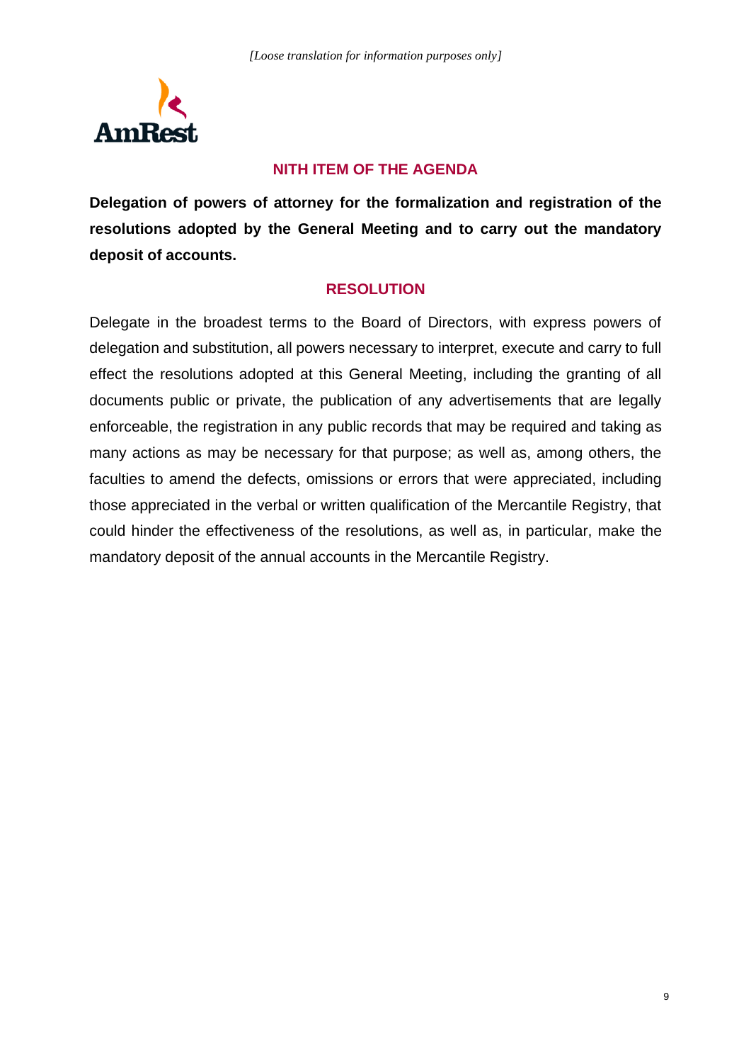*[Loose translation for information purposes only]*

## NITH ITEM OF THE AGENDA

**Delegation of powers of attorney for the formalization and registration of the resolutions adopted by the General Meeting and to carry out the mandatory deposit of accounts.**

## RESOLUTION

Delegate in the broadest terms to the Board of Directors, with express powers of delegation and substitution, all powers necessary to interpret, execute and carry to full effect the resolutions adopted at this General Meeting, including the granting of all documents public or private, the publication of any advertisements that are legally enforceable, the registration in any public records that may be required and taking as many actions as may be necessary for that purpose; as well as, among others, the faculties to amend the defects, omissions or errors that were appreciated, including those appreciated in the verbal or written qualification of the Mercantile Registry, that could hinder the effectiveness of the resolutions, as well as, in particular, make the mandatory deposit of the annual accounts in the Mercantile Registry.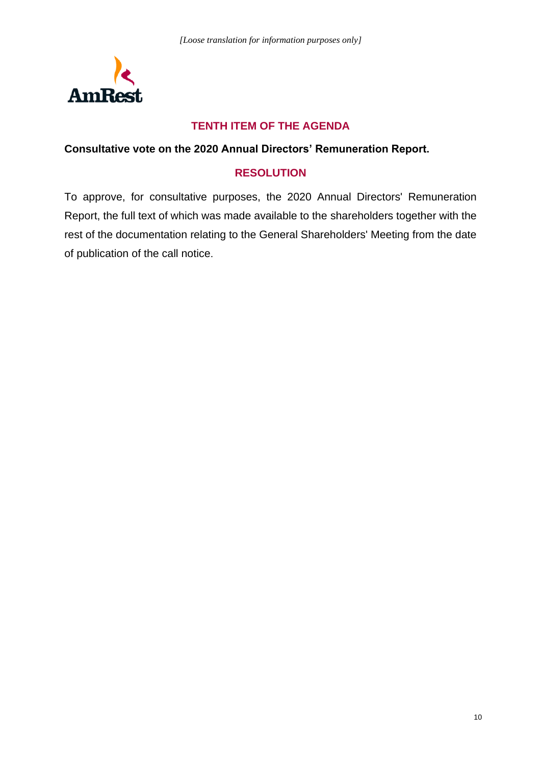*[Loose translation for information purposes only]*

## TENTH ITEM OF THE AGENDA

**Consultative vote on the 2020 Annual Directors' Remuneration Report.**

## RESOLUTION

To approve, for consultative purposes, the 2020 Annual Directors' Remuneration Report, the full text of which was made available to the shareholders together with the rest of the documentation relating to the General Shareholders' Meeting from the date of publication of the call notice.